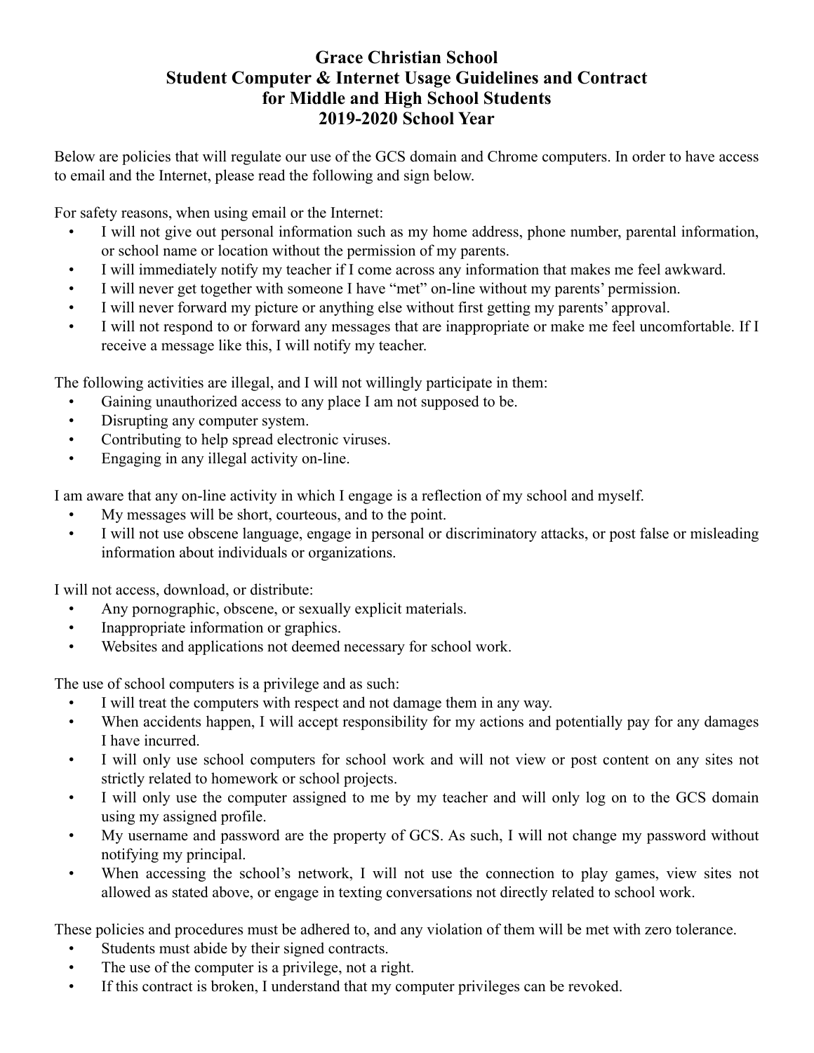# Grace Christian School
## Student Computer & Internet Usage Guidelines and Contract
## for Middle and High School Students
## 2019-2020 School Year

Below are policies that will regulate our use of the GCS domain and Chrome computers. In order to have access to email and the Internet, please read the following and sign below.

For safety reasons, when using email or the Internet:

- I will not give out personal information such as my home address, phone number, parental information, or school name or location without the permission of my parents.
- I will immediately notify my teacher if I come across any information that makes me feel awkward.
- I will never get together with someone I have "met" on-line without my parents' permission.
- I will never forward my picture or anything else without first getting my parents' approval.
- I will not respond to or forward any messages that are inappropriate or make me feel uncomfortable. If I receive a message like this, I will notify my teacher.

The following activities are illegal, and I will not willingly participate in them:

- Gaining unauthorized access to any place I am not supposed to be.
- Disrupting any computer system.
- Contributing to help spread electronic viruses.
- Engaging in any illegal activity on-line.

I am aware that any on-line activity in which I engage is a reflection of my school and myself.

- My messages will be short, courteous, and to the point.
- I will not use obscene language, engage in personal or discriminatory attacks, or post false or misleading information about individuals or organizations.

I will not access, download, or distribute:

- Any pornographic, obscene, or sexually explicit materials.
- Inappropriate information or graphics.
- Websites and applications not deemed necessary for school work.

The use of school computers is a privilege and as such:

- I will treat the computers with respect and not damage them in any way.
- When accidents happen, I will accept responsibility for my actions and potentially pay for any damages I have incurred.
- I will only use school computers for school work and will not view or post content on any sites not strictly related to homework or school projects.
- I will only use the computer assigned to me by my teacher and will only log on to the GCS domain using my assigned profile.
- My username and password are the property of GCS. As such, I will not change my password without notifying my principal.
- When accessing the school's network, I will not use the connection to play games, view sites not allowed as stated above, or engage in texting conversations not directly related to school work.

These policies and procedures must be adhered to, and any violation of them will be met with zero tolerance.

- Students must abide by their signed contracts.
- The use of the computer is a privilege, not a right.
- If this contract is broken, I understand that my computer privileges can be revoked.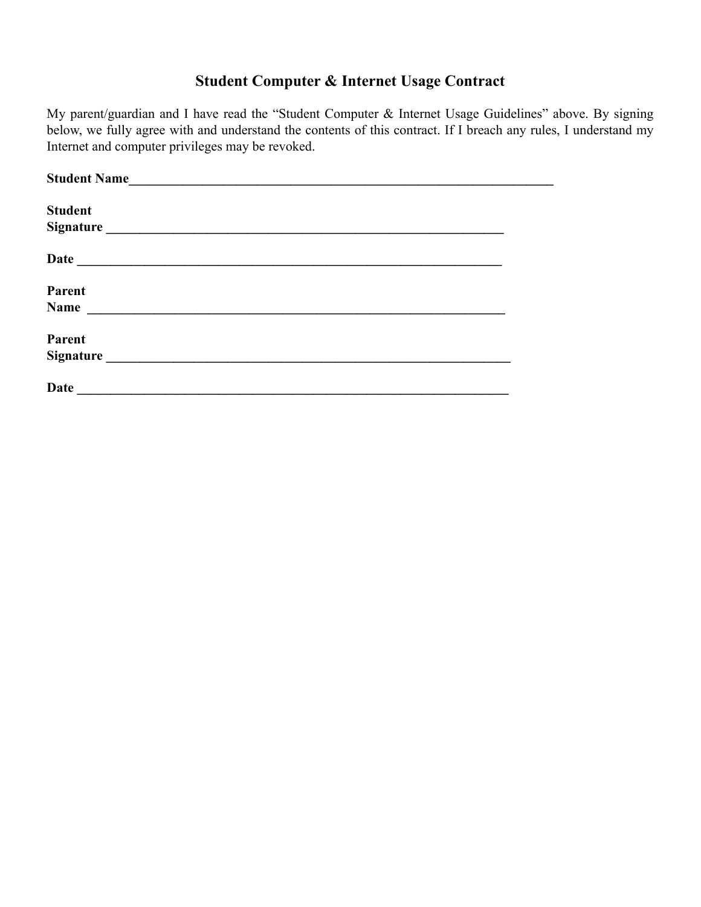# Student Computer & Internet Usage Contract

My parent/guardian and I have read the “Student Computer & Internet Usage Guidelines” above. By signing below, we fully agree with and understand the contents of this contract. If I breach any rules, I understand my Internet and computer privileges may be revoked.

**Student Name**_______________________________________________________________

**Student Signature** _________________________________________________________

**Date** _______________________________________________________________

**Parent Name** _______________________________________________________________

**Parent Signature** _________________________________________________________

**Date** _______________________________________________________________